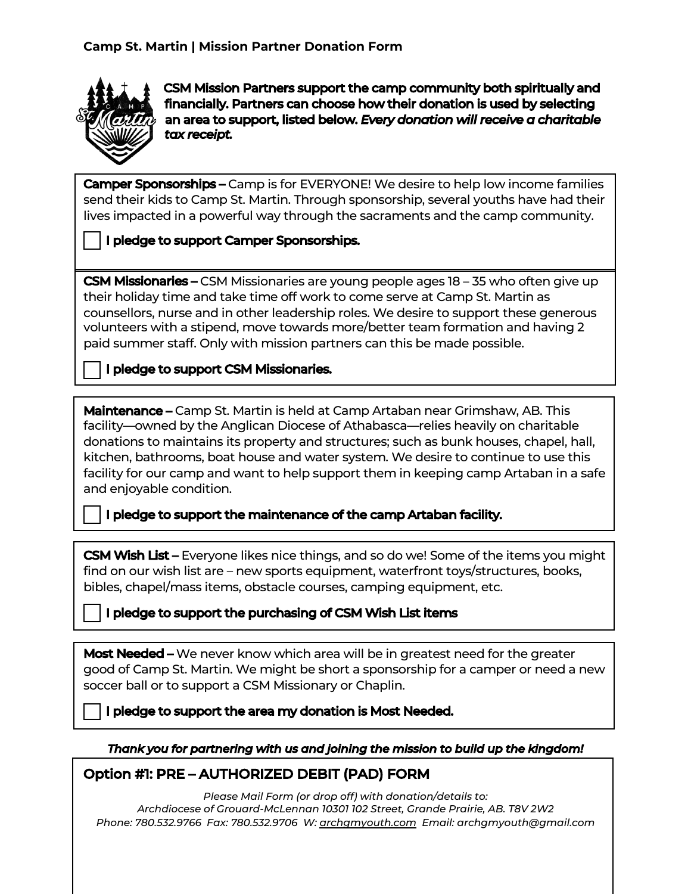**Camp St. Martin | Mission Partner Donation Form**

**CSM Mission Partners support the camp community both spiritually and financially. Partners can choose how their donation is used by selecting an area to support, listed below. *Every donation will receive a charitable tax receipt.***

**Camper Sponsorships –** Camp is for EVERYONE! We desire to help low income families send their kids to Camp St. Martin. Through sponsorship, several youths have had their lives impacted in a powerful way through the sacraments and the camp community.

☐ **I pledge to support Camper Sponsorships.**

**CSM Missionaries –** CSM Missionaries are young people ages 18 – 35 who often give up their holiday time and take time off work to come serve at Camp St. Martin as counsellors, nurse and in other leadership roles. We desire to support these generous volunteers with a stipend, move towards more/better team formation and having 2 paid summer staff. Only with mission partners can this be made possible.

☐ **I pledge to support CSM Missionaries.**

**Maintenance –** Camp St. Martin is held at Camp Artaban near Grimshaw, AB. This facility—owned by the Anglican Diocese of Athabasca—relies heavily on charitable donations to maintains its property and structures; such as bunk houses, chapel, hall, kitchen, bathrooms, boat house and water system. We desire to continue to use this facility for our camp and want to help support them in keeping camp Artaban in a safe and enjoyable condition.

☐ **I pledge to support the maintenance of the camp Artaban facility.**

**CSM Wish List –** Everyone likes nice things, and so do we! Some of the items you might find on our wish list are – new sports equipment, waterfront toys/structures, books, bibles, chapel/mass items, obstacle courses, camping equipment, etc.

☐ **I pledge to support the purchasing of CSM Wish List items**

**Most Needed –** We never know which area will be in greatest need for the greater good of Camp St. Martin. We might be short a sponsorship for a camper or need a new soccer ball or to support a CSM Missionary or Chaplin.

☐ **I pledge to support the area my donation is Most Needed.**

***Thank you for partnering with us and joining the mission to build up the kingdom!***

## Option #1: PRE – AUTHORIZED DEBIT (PAD) FORM

*Please Mail Form (or drop off) with donation/details to:*
*Archdiocese of Grouard-McLennan 10301 102 Street, Grande Prairie, AB. T8V 2W2*
*Phone: 780.532.9766 Fax: 780.532.9706 W: archgmyouth.com Email: archgmyouth@gmail.com*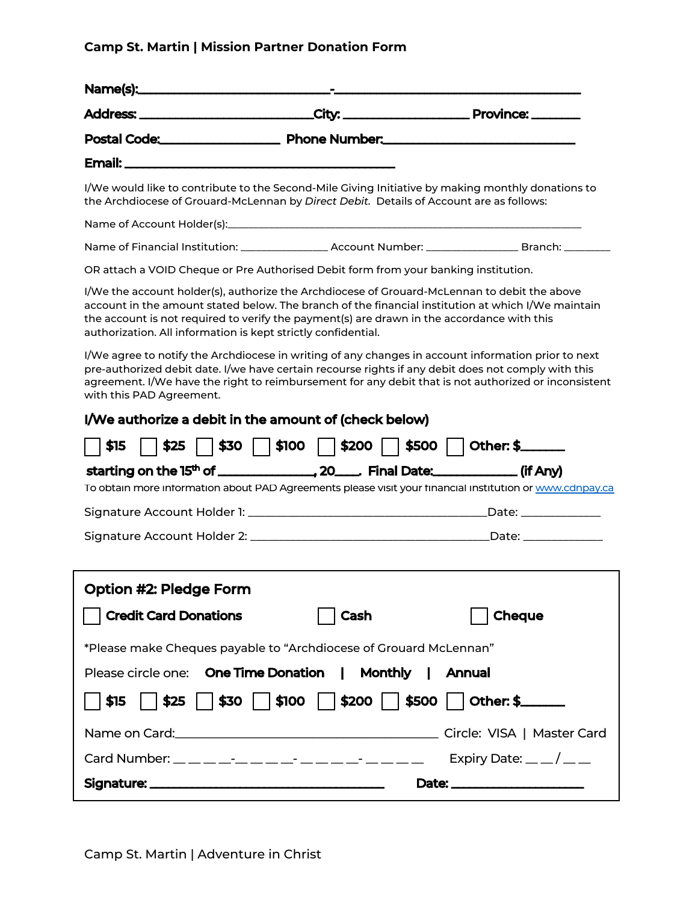**Camp St. Martin | Mission Partner Donation Form**

**Name(s):\_\_\_\_\_\_\_\_\_\_\_\_\_\_\_\_\_\_\_\_\_\_\_\_\_\_\_\_-\_\_\_\_\_\_\_\_\_\_\_\_\_\_\_\_\_\_\_\_\_\_\_\_\_\_\_\_\_\_\_\_\_\_\_**

**Address:** \_\_\_\_\_\_\_\_\_\_\_\_\_\_\_\_\_\_\_\_\_\_\_\_\_\_**City:** \_\_\_\_\_\_\_\_\_\_\_\_\_\_\_\_\_\_\_ **Province:** \_\_\_\_\_\_\_

**Postal Code:**\_\_\_\_\_\_\_\_\_\_\_\_\_\_\_\_\_\_ **Phone Number:**\_\_\_\_\_\_\_\_\_\_\_\_\_\_\_\_\_\_\_\_\_\_\_\_\_\_\_\_\_

**Email:** \_\_\_\_\_\_\_\_\_\_\_\_\_\_\_\_\_\_\_\_\_\_\_\_\_\_\_\_\_\_\_\_\_\_\_\_\_\_\_\_\_

I/We would like to contribute to the Second-Mile Giving Initiative by making monthly donations to the Archdiocese of Grouard-McLennan by *Direct Debit*. Details of Account are as follows:

Name of Account Holder(s):\_\_\_\_\_\_\_\_\_\_\_\_\_\_\_\_\_\_\_\_\_\_\_\_\_\_\_\_\_\_\_\_\_\_\_\_\_\_\_\_\_\_\_\_\_\_\_\_\_\_\_\_\_\_\_\_\_\_

Name of Financial Institution: \_\_\_\_\_\_\_\_\_\_\_\_\_\_\_ Account Number: \_\_\_\_\_\_\_\_\_\_\_\_\_\_\_\_ Branch: \_\_\_\_\_\_\_\_

OR attach a VOID Cheque or Pre Authorised Debit form from your banking institution.

I/We the account holder(s), authorize the Archdiocese of Grouard-McLennan to debit the above account in the amount stated below. The branch of the financial institution at which I/We maintain the account is not required to verify the payment(s) are drawn in the accordance with this authorization. All information is kept strictly confidential.

I/We agree to notify the Archdiocese in writing of any changes in account information prior to next pre-authorized debit date. I/we have certain recourse rights if any debit does not comply with this agreement. I/We have the right to reimbursement for any debit that is not authorized or inconsistent with this PAD Agreement.

**I/We authorize a debit in the amount of (check below)**

☐ **$15** ☐ **$25** ☐ **$30** ☐ **$100** ☐ **$200** ☐ **$500** ☐ **Other: $\_\_\_\_\_\_**

**starting on the 15th of \_\_\_\_\_\_\_\_\_\_\_\_\_\_, 20\_\_\_\_. Final Date:\_\_\_\_\_\_\_\_\_\_\_\_\_ (if Any)**

To obtain more information about PAD Agreements please visit your financial institution or www.cdnpay.ca

Signature Account Holder 1: \_\_\_\_\_\_\_\_\_\_\_\_\_\_\_\_\_\_\_\_\_\_\_\_\_\_\_\_\_\_\_\_\_\_\_\_\_\_\_Date: \_\_\_\_\_\_\_\_\_\_\_\_\_

Signature Account Holder 2: \_\_\_\_\_\_\_\_\_\_\_\_\_\_\_\_\_\_\_\_\_\_\_\_\_\_\_\_\_\_\_\_\_\_\_\_\_\_\_Date: \_\_\_\_\_\_\_\_\_\_\_\_\_

## Option #2: Pledge Form

☐ **Credit Card Donations** ☐ **Cash** ☐ **Cheque**

*Please make Cheques payable to "Archdiocese of Grouard McLennan"

Please circle one: **One Time Donation** | **Monthly** | **Annual**

☐ **$15** ☐ **$25** ☐ **$30** ☐ **$100** ☐ **$200** ☐ **$500** ☐ **Other: $\_\_\_\_\_\_**

Name on Card:\_\_\_\_\_\_\_\_\_\_\_\_\_\_\_\_\_\_\_\_\_\_\_\_\_\_\_\_\_\_\_\_\_\_\_\_\_\_\_\_\_ Circle: VISA | Master Card

Card Number: \_\_ \_\_ \_\_ \_\_-\_\_ \_\_ \_\_ \_\_- \_\_ \_\_ \_\_ \_\_- \_\_ \_\_ \_\_ \_\_ Expiry Date: \_\_ \_\_ / \_\_ \_\_

**Signature:** \_\_\_\_\_\_\_\_\_\_\_\_\_\_\_\_\_\_\_\_\_\_\_\_\_\_\_\_\_\_\_\_\_\_\_ **Date:** \_\_\_\_\_\_\_\_\_\_\_\_\_\_\_\_\_\_\_\_

Camp St. Martin | Adventure in Christ